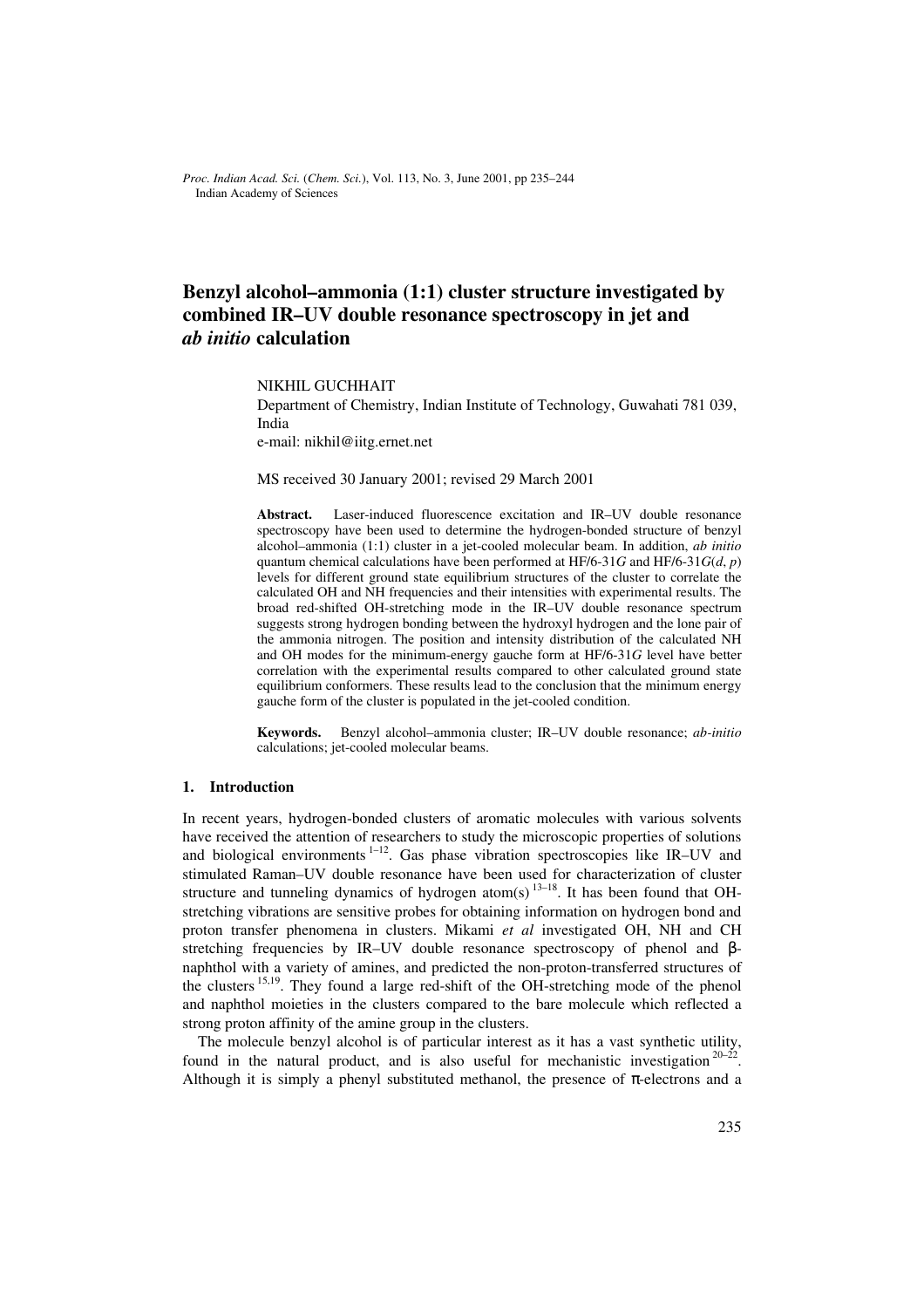# Benzyl alcohol–ammonia (1:1) cluster structure investigated by combined IR–UV double resonance spectroscopy in jet and *ab initio* calculation

NIKHIL GUCHHAIT

Department of Chemistry, Indian Institute of Technology, Guwahati 781 039, India

e-mail: nikhil@iitg.ernet.net

MS received 30 January 2001; revised 29 March 2001

**Abstract.** Laser-induced fluorescence excitation and IR–UV double resonance spectroscopy have been used to determine the hydrogen-bonded structure of benzyl alcohol–ammonia (1:1) cluster in a jet-cooled molecular beam. In addition, *ab initio* quantum chemical calculations have been performed at HF/6-31*G* and HF/6-31*G*(*d*, *p*) levels for different ground state equilibrium structures of the cluster to correlate the calculated OH and NH frequencies and their intensities with experimental results. The broad red-shifted OH-stretching mode in the IR–UV double resonance spectrum suggests strong hydrogen bonding between the hydroxyl hydrogen and the lone pair of the ammonia nitrogen. The position and intensity distribution of the calculated NH and OH modes for the minimum-energy gauche form at HF/6-31*G* level have better correlation with the experimental results compared to other calculated ground state equilibrium conformers. These results lead to the conclusion that the minimum energy gauche form of the cluster is populated in the jet-cooled condition.

**Keywords.** Benzyl alcohol–ammonia cluster; IR–UV double resonance; *ab-initio* calculations; jet-cooled molecular beams.

## 1. Introduction

In recent years, hydrogen-bonded clusters of aromatic molecules with various solvents have received the attention of researchers to study the microscopic properties of solutions and biological environments [1–12]. Gas phase vibration spectroscopies like IR–UV and stimulated Raman–UV double resonance have been used for characterization of cluster structure and tunneling dynamics of hydrogen atom(s) [13–18]. It has been found that OH-stretching vibrations are sensitive probes for obtaining information on hydrogen bond and proton transfer phenomena in clusters. Mikami *et al* investigated OH, NH and CH stretching frequencies by IR–UV double resonance spectroscopy of phenol and β-naphthol with a variety of amines, and predicted the non-proton-transferred structures of the clusters [15,19]. They found a large red-shift of the OH-stretching mode of the phenol and naphthol moieties in the clusters compared to the bare molecule which reflected a strong proton affinity of the amine group in the clusters.

The molecule benzyl alcohol is of particular interest as it has a vast synthetic utility, found in the natural product, and is also useful for mechanistic investigation [20–22]. Although it is simply a phenyl substituted methanol, the presence of π-electrons and a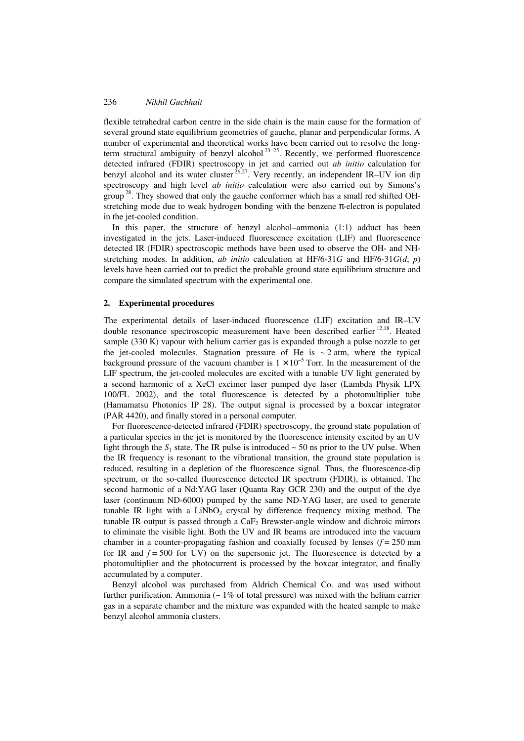flexible tetrahedral carbon centre in the side chain is the main cause for the formation of several ground state equilibrium geometries of gauche, planar and perpendicular forms. A number of experimental and theoretical works have been carried out to resolve the long-term structural ambiguity of benzyl alcohol [23–25]. Recently, we performed fluorescence detected infrared (FDIR) spectroscopy in jet and carried out *ab initio* calculation for benzyl alcohol and its water cluster [26,27]. Very recently, an independent IR–UV ion dip spectroscopy and high level *ab initio* calculation were also carried out by Simons's group [28]. They showed that only the gauche conformer which has a small red shifted OH-stretching mode due to weak hydrogen bonding with the benzene π-electron is populated in the jet-cooled condition.

In this paper, the structure of benzyl alcohol–ammonia (1:1) adduct has been investigated in the jets. Laser-induced fluorescence excitation (LIF) and fluorescence detected IR (FDIR) spectroscopic methods have been used to observe the OH- and NH-stretching modes. In addition, *ab initio* calculation at HF/6-31*G* and HF/6-31*G*(*d*, *p*) levels have been carried out to predict the probable ground state equilibrium structure and compare the simulated spectrum with the experimental one.

## 2. Experimental procedures

The experimental details of laser-induced fluorescence (LIF) excitation and IR–UV double resonance spectroscopic measurement have been described earlier [12,18]. Heated sample (330 K) vapour with helium carrier gas is expanded through a pulse nozzle to get the jet-cooled molecules. Stagnation pressure of He is ~ 2 atm, where the typical background pressure of the vacuum chamber is $1 \times 10^{-5}$ Torr. In the measurement of the LIF spectrum, the jet-cooled molecules are excited with a tunable UV light generated by a second harmonic of a XeCl excimer laser pumped dye laser (Lambda Physik LPX 100/FL 2002), and the total fluorescence is detected by a photomultiplier tube (Hamamatsu Photonics IP 28). The output signal is processed by a boxcar integrator (PAR 4420), and finally stored in a personal computer.

For fluorescence-detected infrared (FDIR) spectroscopy, the ground state population of a particular species in the jet is monitored by the fluorescence intensity excited by an UV light through the $S_1$ state. The IR pulse is introduced ~ 50 ns prior to the UV pulse. When the IR frequency is resonant to the vibrational transition, the ground state population is reduced, resulting in a depletion of the fluorescence signal. Thus, the fluorescence-dip spectrum, or the so-called fluorescence detected IR spectrum (FDIR), is obtained. The second harmonic of a Nd:YAG laser (Quanta Ray GCR 230) and the output of the dye laser (continuum ND-6000) pumped by the same ND-YAG laser, are used to generate tunable IR light with a $LiNbO_3$ crystal by difference frequency mixing method. The tunable IR output is passed through a $CaF_2$ Brewster-angle window and dichroic mirrors to eliminate the visible light. Both the UV and IR beams are introduced into the vacuum chamber in a counter-propagating fashion and coaxially focused by lenses ($f = 250$ mm for IR and $f = 500$ for UV) on the supersonic jet. The fluorescence is detected by a photomultiplier and the photocurrent is processed by the boxcar integrator, and finally accumulated by a computer.

Benzyl alcohol was purchased from Aldrich Chemical Co. and was used without further purification. Ammonia (~ 1% of total pressure) was mixed with the helium carrier gas in a separate chamber and the mixture was expanded with the heated sample to make benzyl alcohol ammonia clusters.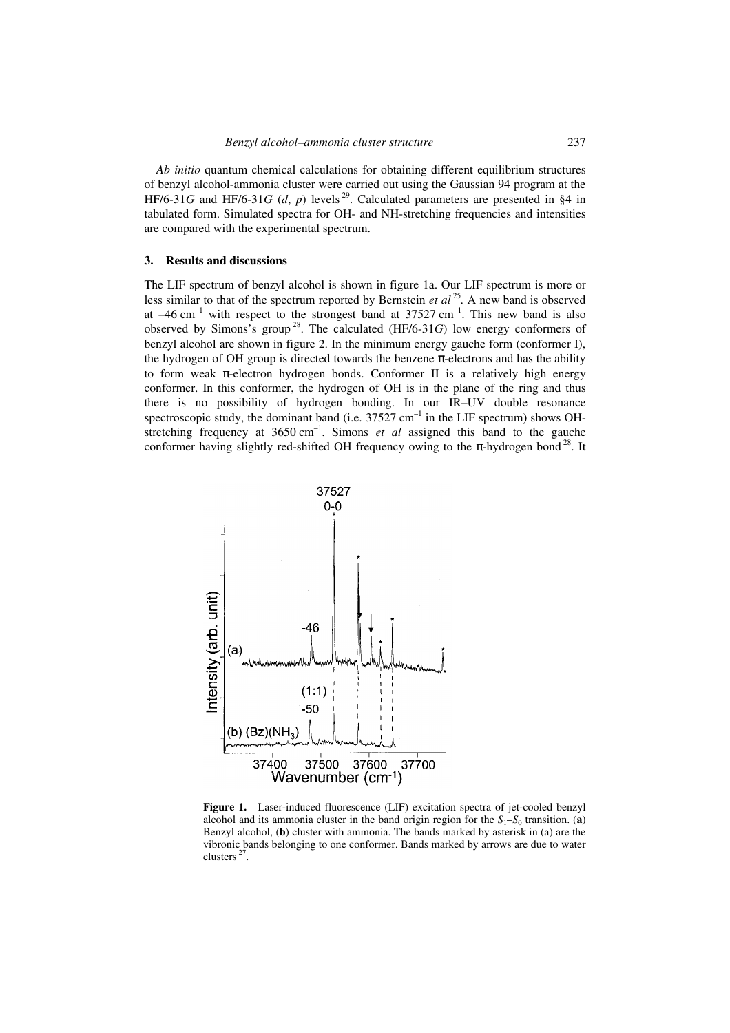*Ab initio* quantum chemical calculations for obtaining different equilibrium structures of benzyl alcohol-ammonia cluster were carried out using the Gaussian 94 program at the HF/6-31*G* and HF/6-31*G* (*d*, *p*) levels[29]. Calculated parameters are presented in §4 in tabulated form. Simulated spectra for OH- and NH-stretching frequencies and intensities are compared with the experimental spectrum.

## 3. Results and discussions

The LIF spectrum of benzyl alcohol is shown in figure 1a. Our LIF spectrum is more or less similar to that of the spectrum reported by Bernstein *et al*[25]. A new band is observed at $-46\ cm^{-1}$ with respect to the strongest band at $37527\ cm^{-1}$. This new band is also observed by Simons's group[28]. The calculated (HF/6-31*G*) low energy conformers of benzyl alcohol are shown in figure 2. In the minimum energy gauche form (conformer I), the hydrogen of OH group is directed towards the benzene π-electrons and has the ability to form weak π-electron hydrogen bonds. Conformer II is a relatively high energy conformer. In this conformer, the hydrogen of OH is in the plane of the ring and thus there is no possibility of hydrogen bonding. In our IR–UV double resonance spectroscopic study, the dominant band (i.e. $37527\ cm^{-1}$ in the LIF spectrum) shows OH-stretching frequency at $3650\ cm^{-1}$. Simons *et al* assigned this band to the gauche conformer having slightly red-shifted OH frequency owing to the π-hydrogen bond[28]. It

**Figure 1.** Laser-induced fluorescence (LIF) excitation spectra of jet-cooled benzyl alcohol and its ammonia cluster in the band origin region for the $S_1$–$S_0$ transition. (**a**) Benzyl alcohol, (**b**) cluster with ammonia. The bands marked by asterisk in (a) are the vibronic bands belonging to one conformer. Bands marked by arrows are due to water clusters[27].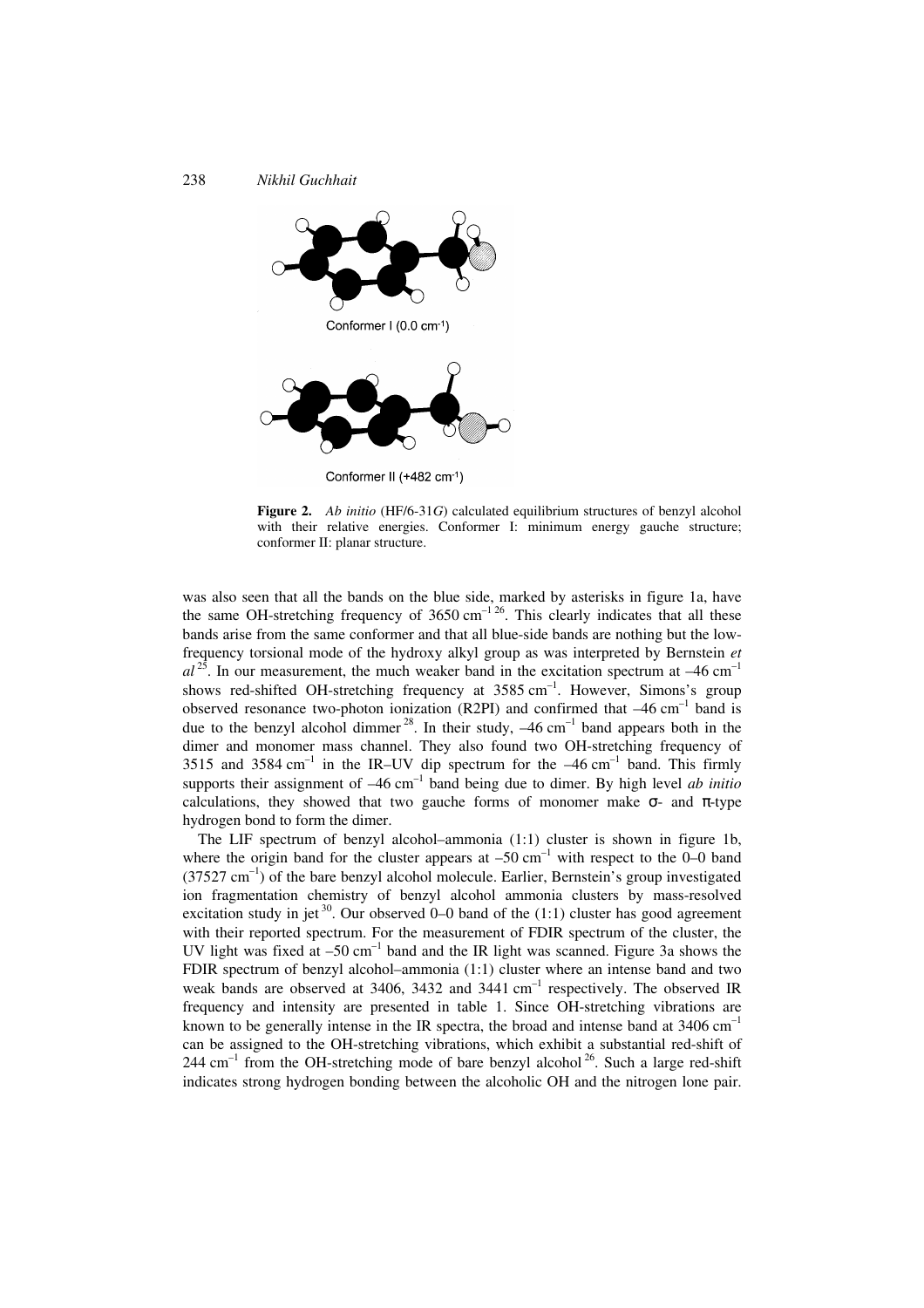Conformer I (0.0 cm$^{-1}$)

Conformer II (+482 cm$^{-1}$)

**Figure 2.** *Ab initio* (HF/6-31*G*) calculated equilibrium structures of benzyl alcohol with their relative energies. Conformer I: minimum energy gauche structure; conformer II: planar structure.

was also seen that all the bands on the blue side, marked by asterisks in figure 1a, have the same OH-stretching frequency of 3650 cm$^{-1}$ [26]. This clearly indicates that all these bands arise from the same conformer and that all blue-side bands are nothing but the low-frequency torsional mode of the hydroxy alkyl group as was interpreted by Bernstein *et al* [25]. In our measurement, the much weaker band in the excitation spectrum at –46 cm$^{-1}$ shows red-shifted OH-stretching frequency at 3585 cm$^{-1}$. However, Simons's group observed resonance two-photon ionization (R2PI) and confirmed that –46 cm$^{-1}$ band is due to the benzyl alcohol dimmer [28]. In their study, –46 cm$^{-1}$ band appears both in the dimer and monomer mass channel. They also found two OH-stretching frequency of 3515 and 3584 cm$^{-1}$ in the IR–UV dip spectrum for the –46 cm$^{-1}$ band. This firmly supports their assignment of –46 cm$^{-1}$ band being due to dimer. By high level *ab initio* calculations, they showed that two gauche forms of monomer make σ- and π-type hydrogen bond to form the dimer.

The LIF spectrum of benzyl alcohol–ammonia (1:1) cluster is shown in figure 1b, where the origin band for the cluster appears at –50 cm$^{-1}$ with respect to the 0–0 band (37527 cm$^{-1}$) of the bare benzyl alcohol molecule. Earlier, Bernstein's group investigated ion fragmentation chemistry of benzyl alcohol ammonia clusters by mass-resolved excitation study in jet [30]. Our observed 0–0 band of the (1:1) cluster has good agreement with their reported spectrum. For the measurement of FDIR spectrum of the cluster, the UV light was fixed at –50 cm$^{-1}$ band and the IR light was scanned. Figure 3a shows the FDIR spectrum of benzyl alcohol–ammonia (1:1) cluster where an intense band and two weak bands are observed at 3406, 3432 and 3441 cm$^{-1}$ respectively. The observed IR frequency and intensity are presented in table 1. Since OH-stretching vibrations are known to be generally intense in the IR spectra, the broad and intense band at 3406 cm$^{-1}$ can be assigned to the OH-stretching vibrations, which exhibit a substantial red-shift of 244 cm$^{-1}$ from the OH-stretching mode of bare benzyl alcohol [26]. Such a large red-shift indicates strong hydrogen bonding between the alcoholic OH and the nitrogen lone pair.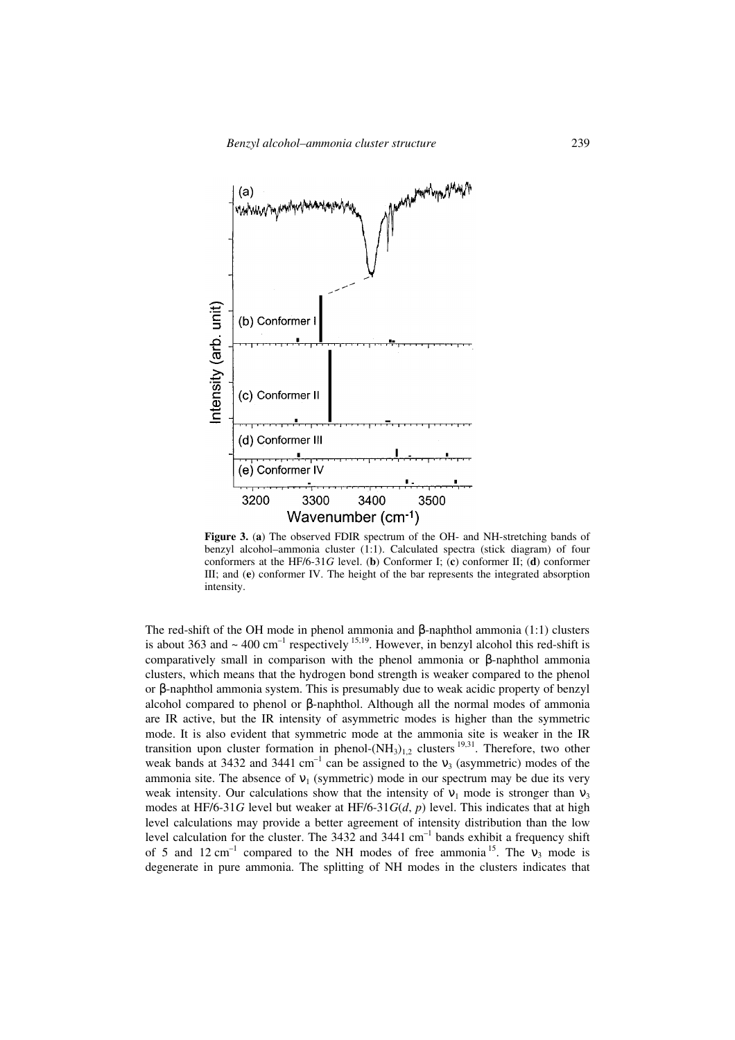**Figure 3.** (**a**) The observed FDIR spectrum of the OH- and NH-stretching bands of benzyl alcohol–ammonia cluster (1:1). Calculated spectra (stick diagram) of four conformers at the HF/6-31*G* level. (**b**) Conformer I; (**c**) conformer II; (**d**) conformer III; and (**e**) conformer IV. The height of the bar represents the integrated absorption intensity.

The red-shift of the OH mode in phenol ammonia and β-naphthol ammonia (1:1) clusters is about 363 and ~ 400 $cm^{-1}$ respectively [15,19]. However, in benzyl alcohol this red-shift is comparatively small in comparison with the phenol ammonia or β-naphthol ammonia clusters, which means that the hydrogen bond strength is weaker compared to the phenol or β-naphthol ammonia system. This is presumably due to weak acidic property of benzyl alcohol compared to phenol or β-naphthol. Although all the normal modes of ammonia are IR active, but the IR intensity of asymmetric modes is higher than the symmetric mode. It is also evident that symmetric mode at the ammonia site is weaker in the IR transition upon cluster formation in phenol-$(NH_3)_{1,2}$ clusters [19,31]. Therefore, two other weak bands at 3432 and 3441 $cm^{-1}$ can be assigned to the $\nu_3$ (asymmetric) modes of the ammonia site. The absence of $\nu_1$ (symmetric) mode in our spectrum may be due its very weak intensity. Our calculations show that the intensity of $\nu_1$ mode is stronger than $\nu_3$ modes at HF/6-31*G* level but weaker at HF/6-31*G*(*d*, *p*) level. This indicates that at high level calculations may provide a better agreement of intensity distribution than the low level calculation for the cluster. The 3432 and 3441 $cm^{-1}$ bands exhibit a frequency shift of 5 and 12 $cm^{-1}$ compared to the NH modes of free ammonia [15]. The $\nu_3$ mode is degenerate in pure ammonia. The splitting of NH modes in the clusters indicates that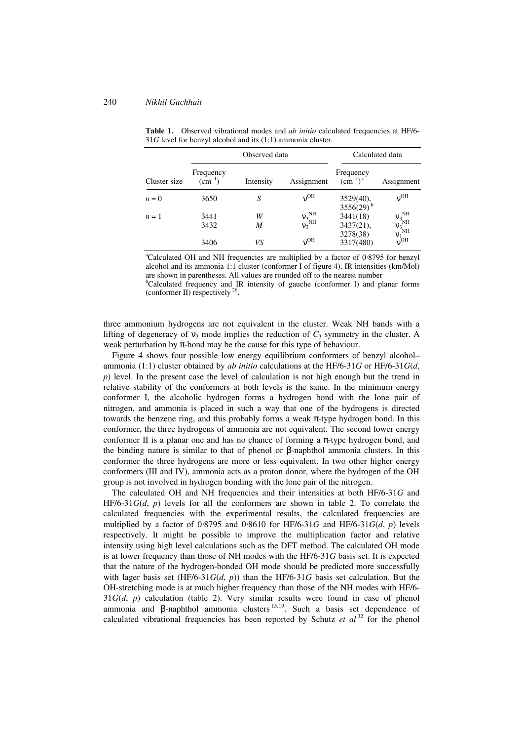**Table 1.** Observed vibrational modes and *ab initio* calculated frequencies at HF/6-31*G* level for benzyl alcohol and its (1:1) ammonia cluster.

| | Observed data | | | Calculated data | |
|---|---|---|---|---|---|
| Cluster size | Frequency ($cm^{-1}$) | Intensity | Assignment | Frequency ($cm^{-1}$)[a] | Assignment |
| $n = 0$ | 3650 | *S* | $\nu^{OH}$ | 3529(40), 3556(29)[b] | $\nu^{OH}$ |
| $n = 1$ | 3441 | *W* | $\nu_3^{NH}$ | 3441(18) | $\nu_3^{NH}$ |
| | 3432 | *M* | $\nu_3^{NH}$ | 3437(21), | $\nu_3^{NH}$ |
| | | | | 3278(38) | $\nu_1^{NH}$ |
| | 3406 | *VS* | $\nu^{OH}$ | 3317(480) | $\nu^{OH}$ |

[a]Calculated OH and NH frequencies are multiplied by a factor of 0·8795 for benzyl alcohol and its ammonia 1:1 cluster (conformer I of figure 4). IR intensities (km/Mol) are shown in parentheses. All values are rounded off to the nearest number
[b]Calculated frequency and IR intensity of gauche (conformer I) and planar forms (conformer II) respectively[26].

three ammonium hydrogens are not equivalent in the cluster. Weak NH bands with a lifting of degeneracy of $\nu_3$ mode implies the reduction of $C_3$ symmetry in the cluster. A weak perturbation by π-bond may be the cause for this type of behaviour.

Figure 4 shows four possible low energy equilibrium conformers of benzyl alcohol–ammonia (1:1) cluster obtained by *ab initio* calculations at the HF/6-31*G* or HF/6-31*G*(*d*, *p*) level. In the present case the level of calculation is not high enough but the trend in relative stability of the conformers at both levels is the same. In the minimum energy conformer I, the alcoholic hydrogen forms a hydrogen bond with the lone pair of nitrogen, and ammonia is placed in such a way that one of the hydrogens is directed towards the benzene ring, and this probably forms a weak π-type hydrogen bond. In this conformer, the three hydrogens of ammonia are not equivalent. The second lower energy conformer II is a planar one and has no chance of forming a π-type hydrogen bond, and the binding nature is similar to that of phenol or β-naphthol ammonia clusters. In this conformer the three hydrogens are more or less equivalent. In two other higher energy conformers (III and IV), ammonia acts as a proton donor, where the hydrogen of the OH group is not involved in hydrogen bonding with the lone pair of the nitrogen.

The calculated OH and NH frequencies and their intensities at both HF/6-31*G* and HF/6-31*G*(*d*, *p*) levels for all the conformers are shown in table 2. To correlate the calculated frequencies with the experimental results, the calculated frequencies are multiplied by a factor of 0·8795 and 0·8610 for HF/6-31*G* and HF/6-31*G*(*d*, *p*) levels respectively. It might be possible to improve the multiplication factor and relative intensity using high level calculations such as the DFT method. The calculated OH mode is at lower frequency than those of NH modes with the HF/6-31*G* basis set. It is expected that the nature of the hydrogen-bonded OH mode should be predicted more successfully with lager basis set (HF/6-31*G*(*d*, *p*)) than the HF/6-31*G* basis set calculation. But the OH-stretching mode is at much higher frequency than those of the NH modes with HF/6-31*G*(*d*, *p*) calculation (table 2). Very similar results were found in case of phenol ammonia and β-naphthol ammonia clusters[15,19]. Such a basis set dependence of calculated vibrational frequencies has been reported by Schutz *et al*[32] for the phenol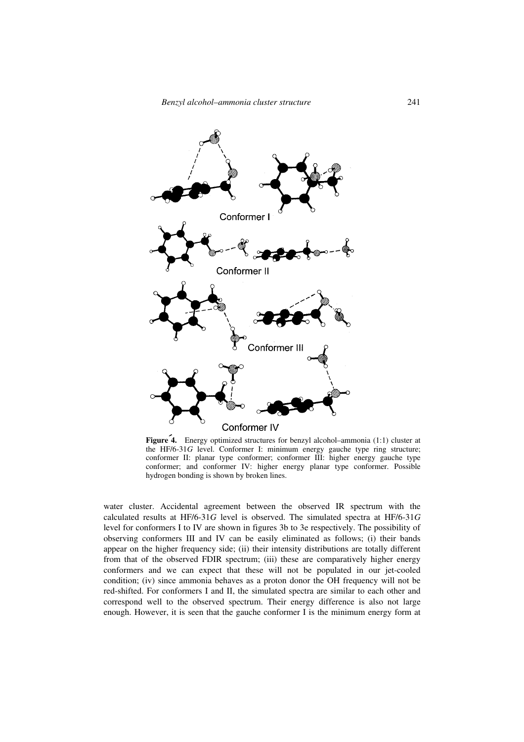**Figure 4.** Energy optimized structures for benzyl alcohol–ammonia (1:1) cluster at the HF/6-31*G* level. Conformer I: minimum energy gauche type ring structure; conformer II: planar type conformer; conformer III: higher energy gauche type conformer; and conformer IV: higher energy planar type conformer. Possible hydrogen bonding is shown by broken lines.

water cluster. Accidental agreement between the observed IR spectrum with the calculated results at HF/6-31*G* level is observed. The simulated spectra at HF/6-31*G* level for conformers I to IV are shown in figures 3b to 3e respectively. The possibility of observing conformers III and IV can be easily eliminated as follows; (i) their bands appear on the higher frequency side; (ii) their intensity distributions are totally different from that of the observed FDIR spectrum; (iii) these are comparatively higher energy conformers and we can expect that these will not be populated in our jet-cooled condition; (iv) since ammonia behaves as a proton donor the OH frequency will not be red-shifted. For conformers I and II, the simulated spectra are similar to each other and correspond well to the observed spectrum. Their energy difference is also not large enough. However, it is seen that the gauche conformer I is the minimum energy form at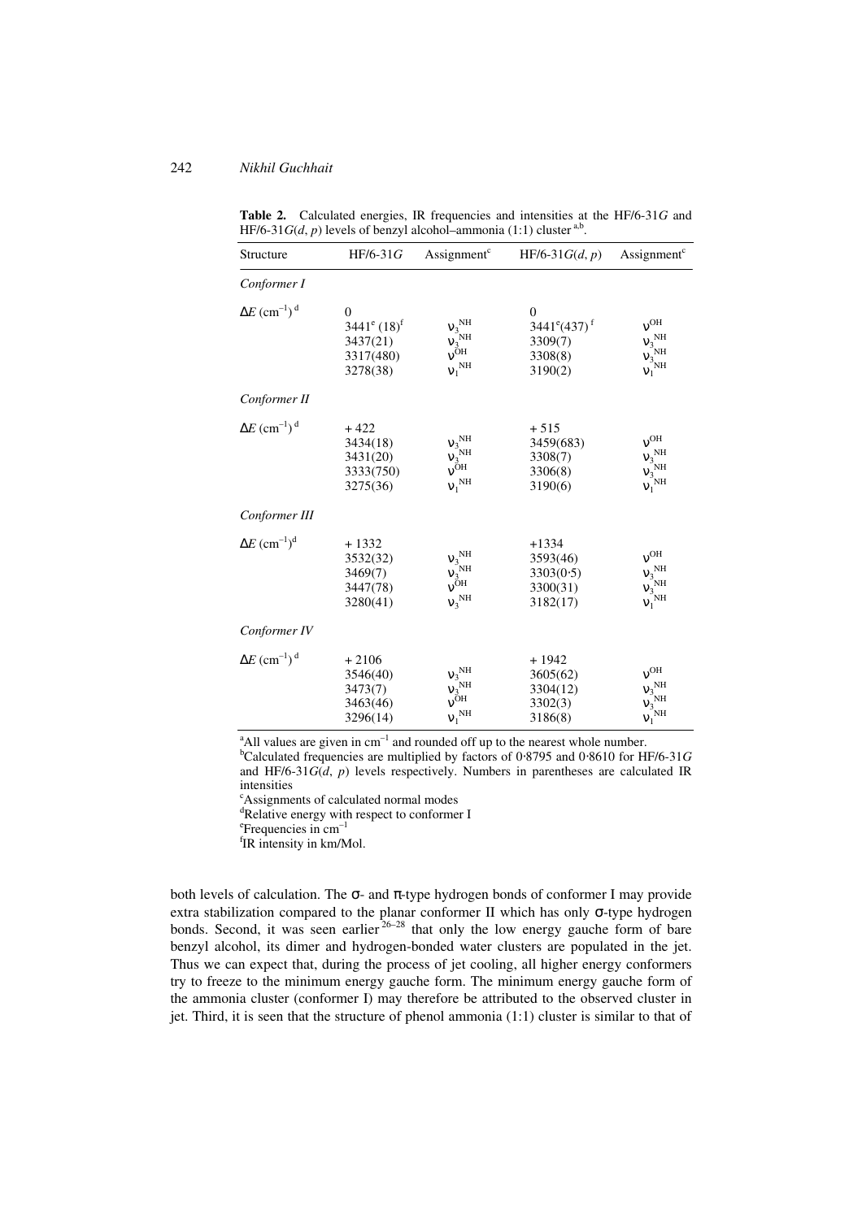**Table 2.** Calculated energies, IR frequencies and intensities at the HF/6-31*G* and HF/6-31*G*(*d*, *p*) levels of benzyl alcohol–ammonia (1:1) cluster [a,b].

| Structure | HF/6-31*G* | Assignment[c] | HF/6-31*G*(*d*, *p*) | Assignment[c] |
|---|---|---|---|---|
| *Conformer I* | | | | |
| $\Delta E$ ($cm^{-1}$) [d] | 0 | | 0 | |
| | 3441[e] (18)[f] | $\nu_3^{NH}$ | 3441[e](437) [f] | $\nu^{OH}$ |
| | 3437(21) | $\nu_3^{NH}$ | 3309(7) | $\nu_3^{NH}$ |
| | 3317(480) | $\nu^{OH}$ | 3308(8) | $\nu_3^{NH}$ |
| | 3278(38) | $\nu_1^{NH}$ | 3190(2) | $\nu_1^{NH}$ |
| *Conformer II* | | | | |
| $\Delta E$ ($cm^{-1}$) [d] | +422 | | +515 | |
| | 3434(18) | $\nu_3^{NH}$ | 3459(683) | $\nu^{OH}$ |
| | 3431(20) | $\nu_3^{NH}$ | 3308(7) | $\nu_3^{NH}$ |
| | 3333(750) | $\nu^{OH}$ | 3306(8) | $\nu_3^{NH}$ |
| | 3275(36) | $\nu_1^{NH}$ | 3190(6) | $\nu_1^{NH}$ |
| *Conformer III* | | | | |
| $\Delta E$ ($cm^{-1}$)[d] | +1332 | | +1334 | |
| | 3532(32) | $\nu_3^{NH}$ | 3593(46) | $\nu^{OH}$ |
| | 3469(7) | $\nu_3^{NH}$ | 3303(0·5) | $\nu_3^{NH}$ |
| | 3447(78) | $\nu^{OH}$ | 3300(31) | $\nu_3^{NH}$ |
| | 3280(41) | $\nu_3^{NH}$ | 3182(17) | $\nu_1^{NH}$ |
| *Conformer IV* | | | | |
| $\Delta E$ ($cm^{-1}$) [d] | +2106 | | +1942 | |
| | 3546(40) | $\nu_3^{NH}$ | 3605(62) | $\nu^{OH}$ |
| | 3473(7) | $\nu_3^{NH}$ | 3304(12) | $\nu_3^{NH}$ |
| | 3463(46) | $\nu^{OH}$ | 3302(3) | $\nu_3^{NH}$ |
| | 3296(14) | $\nu_1^{NH}$ | 3186(8) | $\nu_1^{NH}$ |

[a]All values are given in $cm^{-1}$ and rounded off up to the nearest whole number.
[b]Calculated frequencies are multiplied by factors of 0·8795 and 0·8610 for HF/6-31*G* and HF/6-31*G*(*d*, *p*) levels respectively. Numbers in parentheses are calculated IR intensities
[c]Assignments of calculated normal modes
[d]Relative energy with respect to conformer I
[e]Frequencies in $cm^{-1}$
[f]IR intensity in km/Mol.

both levels of calculation. The σ- and π-type hydrogen bonds of conformer I may provide extra stabilization compared to the planar conformer II which has only σ-type hydrogen bonds. Second, it was seen earlier[26–28] that only the low energy gauche form of bare benzyl alcohol, its dimer and hydrogen-bonded water clusters are populated in the jet. Thus we can expect that, during the process of jet cooling, all higher energy conformers try to freeze to the minimum energy gauche form. The minimum energy gauche form of the ammonia cluster (conformer I) may therefore be attributed to the observed cluster in jet. Third, it is seen that the structure of phenol ammonia (1:1) cluster is similar to that of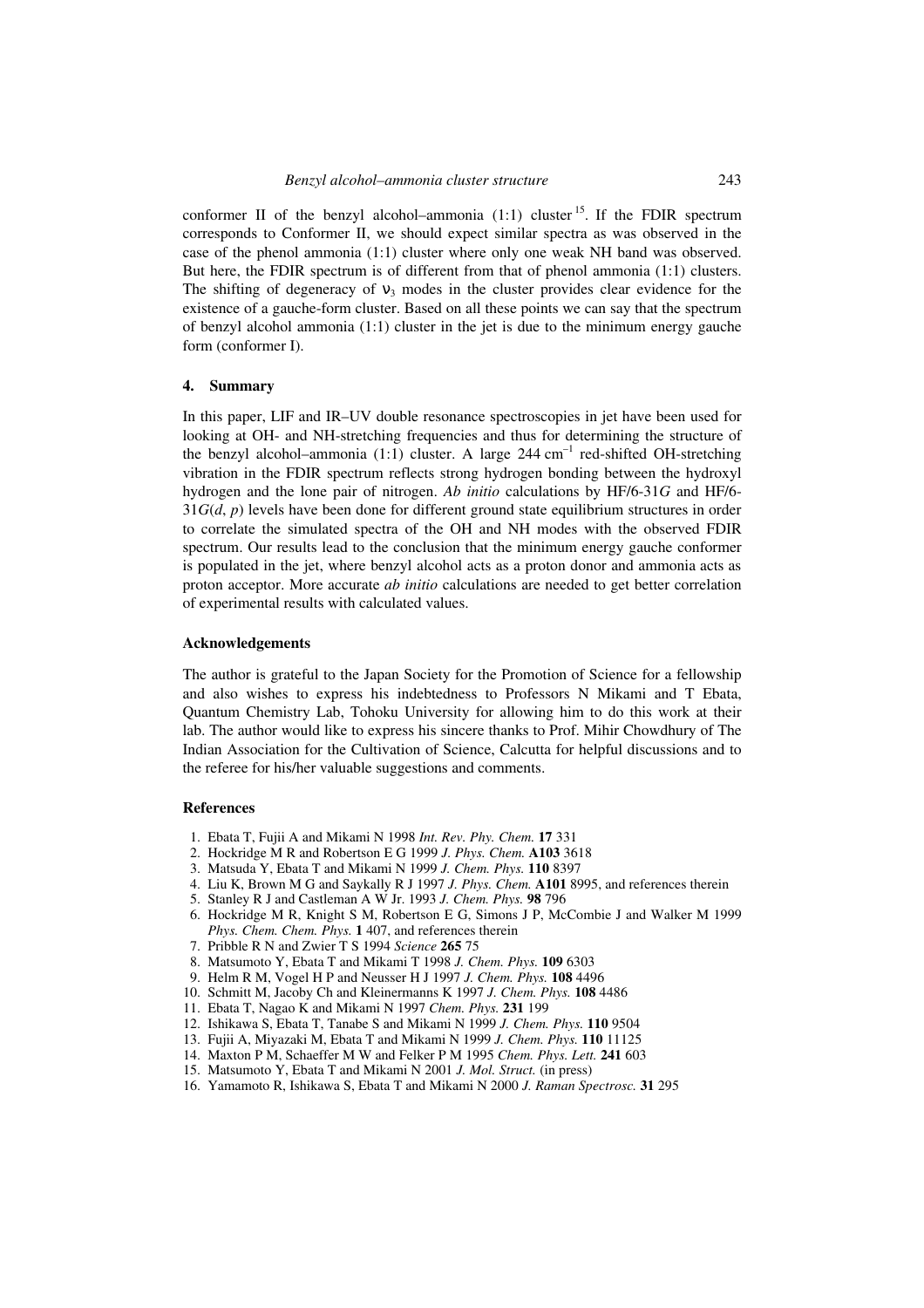conformer II of the benzyl alcohol–ammonia (1:1) cluster [15]. If the FDIR spectrum corresponds to Conformer II, we should expect similar spectra as was observed in the case of the phenol ammonia (1:1) cluster where only one weak NH band was observed. But here, the FDIR spectrum is of different from that of phenol ammonia (1:1) clusters. The shifting of degeneracy of $\nu_3$ modes in the cluster provides clear evidence for the existence of a gauche-form cluster. Based on all these points we can say that the spectrum of benzyl alcohol ammonia (1:1) cluster in the jet is due to the minimum energy gauche form (conformer I).

## 4. Summary

In this paper, LIF and IR–UV double resonance spectroscopies in jet have been used for looking at OH- and NH-stretching frequencies and thus for determining the structure of the benzyl alcohol–ammonia (1:1) cluster. A large 244 $\mathrm{cm}^{-1}$ red-shifted OH-stretching vibration in the FDIR spectrum reflects strong hydrogen bonding between the hydroxyl hydrogen and the lone pair of nitrogen. *Ab initio* calculations by HF/6-31*G* and HF/6-31*G*(*d*, *p*) levels have been done for different ground state equilibrium structures in order to correlate the simulated spectra of the OH and NH modes with the observed FDIR spectrum. Our results lead to the conclusion that the minimum energy gauche conformer is populated in the jet, where benzyl alcohol acts as a proton donor and ammonia acts as proton acceptor. More accurate *ab initio* calculations are needed to get better correlation of experimental results with calculated values.

### Acknowledgements

The author is grateful to the Japan Society for the Promotion of Science for a fellowship and also wishes to express his indebtedness to Professors N Mikami and T Ebata, Quantum Chemistry Lab, Tohoku University for allowing him to do this work at their lab. The author would like to express his sincere thanks to Prof. Mihir Chowdhury of The Indian Association for the Cultivation of Science, Calcutta for helpful discussions and to the referee for his/her valuable suggestions and comments.

### References

1. Ebata T, Fujii A and Mikami N 1998 *Int. Rev. Phy. Chem.* **17** 331
2. Hockridge M R and Robertson E G 1999 *J. Phys. Chem.* **A103** 3618
3. Matsuda Y, Ebata T and Mikami N 1999 *J. Chem. Phys.* **110** 8397
4. Liu K, Brown M G and Saykally R J 1997 *J. Phys. Chem.* **A101** 8995, and references therein
5. Stanley R J and Castleman A W Jr. 1993 *J. Chem. Phys.* **98** 796
6. Hockridge M R, Knight S M, Robertson E G, Simons J P, McCombie J and Walker M 1999 *Phys. Chem. Chem. Phys.* **1** 407, and references therein
7. Pribble R N and Zwier T S 1994 *Science* **265** 75
8. Matsumoto Y, Ebata T and Mikami T 1998 *J. Chem. Phys.* **109** 6303
9. Helm R M, Vogel H P and Neusser H J 1997 *J. Chem. Phys.* **108** 4496
10. Schmitt M, Jacoby Ch and Kleinermanns K 1997 *J. Chem. Phys.* **108** 4486
11. Ebata T, Nagao K and Mikami N 1997 *Chem. Phys.* **231** 199
12. Ishikawa S, Ebata T, Tanabe S and Mikami N 1999 *J. Chem. Phys.* **110** 9504
13. Fujii A, Miyazaki M, Ebata T and Mikami N 1999 *J. Chem. Phys.* **110** 11125
14. Maxton P M, Schaeffer M W and Felker P M 1995 *Chem. Phys. Lett.* **241** 603
15. Matsumoto Y, Ebata T and Mikami N 2001 *J. Mol. Struct.* (in press)
16. Yamamoto R, Ishikawa S, Ebata T and Mikami N 2000 *J. Raman Spectrosc.* **31** 295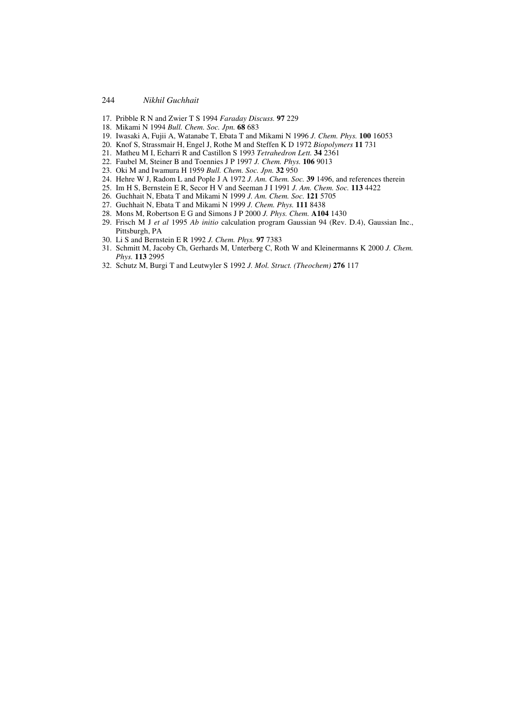17. Pribble R N and Zwier T S 1994 *Faraday Discuss.* **97** 229
18. Mikami N 1994 *Bull. Chem. Soc. Jpn.* **68** 683
19. Iwasaki A, Fujii A, Watanabe T, Ebata T and Mikami N 1996 *J. Chem. Phys.* **100** 16053
20. Knof S, Strassmair H, Engel J, Rothe M and Steffen K D 1972 *Biopolymers* **11** 731
21. Matheu M I, Echarri R and Castillon S 1993 *Tetrahedron Lett.* **34** 2361
22. Faubel M, Steiner B and Toennies J P 1997 *J. Chem. Phys.* **106** 9013
23. Oki M and Iwamura H 1959 *Bull. Chem. Soc. Jpn.* **32** 950
24. Hehre W J, Radom L and Pople J A 1972 *J. Am. Chem. Soc.* **39** 1496, and references therein
25. Im H S, Bernstein E R, Secor H V and Seeman J I 1991 *J. Am. Chem. Soc.* **113** 4422
26. Guchhait N, Ebata T and Mikami N 1999 *J. Am. Chem. Soc.* **121** 5705
27. Guchhait N, Ebata T and Mikami N 1999 *J. Chem. Phys.* **111** 8438
28. Mons M, Robertson E G and Simons J P 2000 *J. Phys. Chem.* **A104** 1430
29. Frisch M J *et al* 1995 *Ab initio* calculation program Gaussian 94 (Rev. D.4), Gaussian Inc., Pittsburgh, PA
30. Li S and Bernstein E R 1992 *J. Chem. Phys.* **97** 7383
31. Schmitt M, Jacoby Ch, Gerhards M, Unterberg C, Roth W and Kleinermanns K 2000 *J. Chem. Phys.* **113** 2995
32. Schutz M, Burgi T and Leutwyler S 1992 *J. Mol. Struct. (Theochem)* **276** 117